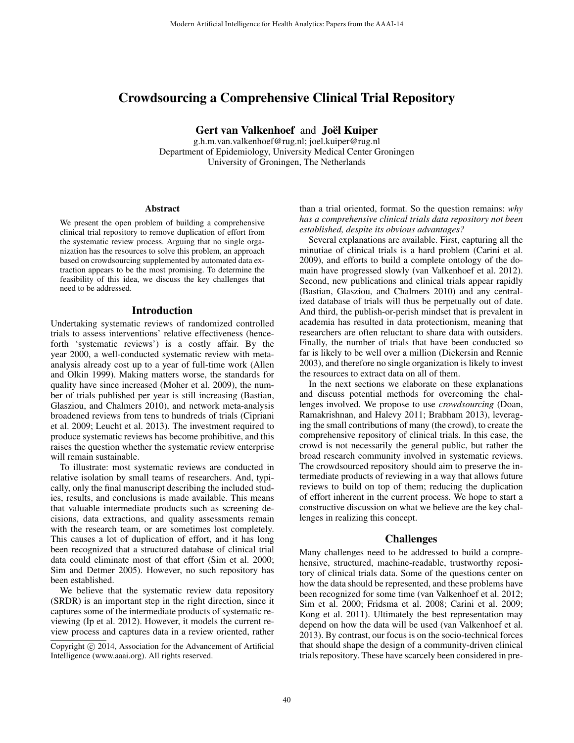# Crowdsourcing a Comprehensive Clinical Trial Repository

**Gert van Valkenhoef** and **Joël Kuiper**

g.h.m.van.valkenhoef@rug.nl; joel.kuiper@rug.nl
Department of Epidemiology, University Medical Center Groningen
University of Groningen, The Netherlands

### Abstract

We present the open problem of building a comprehensive clinical trial repository to remove duplication of effort from the systematic review process. Arguing that no single organization has the resources to solve this problem, an approach based on crowdsourcing supplemented by automated data extraction appears to be the most promising. To determine the feasibility of this idea, we discuss the key challenges that need to be addressed.

## Introduction

Undertaking systematic reviews of randomized controlled trials to assess interventions' relative effectiveness (henceforth 'systematic reviews') is a costly affair. By the year 2000, a well-conducted systematic review with meta-analysis already cost up to a year of full-time work (Allen and Olkin 1999). Making matters worse, the standards for quality have since increased (Moher et al. 2009), the number of trials published per year is still increasing (Bastian, Glasziou, and Chalmers 2010), and network meta-analysis broadened reviews from tens to hundreds of trials (Cipriani et al. 2009; Leucht et al. 2013). The investment required to produce systematic reviews has become prohibitive, and this raises the question whether the systematic review enterprise will remain sustainable.

To illustrate: most systematic reviews are conducted in relative isolation by small teams of researchers. And, typically, only the final manuscript describing the included studies, results, and conclusions is made available. This means that valuable intermediate products such as screening decisions, data extractions, and quality assessments remain with the research team, or are sometimes lost completely. This causes a lot of duplication of effort, and it has long been recognized that a structured database of clinical trial data could eliminate most of that effort (Sim et al. 2000; Sim and Detmer 2005). However, no such repository has been established.

We believe that the systematic review data repository (SRDR) is an important step in the right direction, since it captures some of the intermediate products of systematic reviewing (Ip et al. 2012). However, it models the current review process and captures data in a review oriented, rather than a trial oriented, format. So the question remains: *why has a comprehensive clinical trials data repository not been established, despite its obvious advantages?*

Several explanations are available. First, capturing all the minutiae of clinical trials is a hard problem (Carini et al. 2009), and efforts to build a complete ontology of the domain have progressed slowly (van Valkenhoef et al. 2012). Second, new publications and clinical trials appear rapidly (Bastian, Glasziou, and Chalmers 2010) and any centralized database of trials will thus be perpetually out of date. And third, the publish-or-perish mindset that is prevalent in academia has resulted in data protectionism, meaning that researchers are often reluctant to share data with outsiders. Finally, the number of trials that have been conducted so far is likely to be well over a million (Dickersin and Rennie 2003), and therefore no single organization is likely to invest the resources to extract data on all of them.

In the next sections we elaborate on these explanations and discuss potential methods for overcoming the challenges involved. We propose to use *crowdsourcing* (Doan, Ramakrishnan, and Halevy 2011; Brabham 2013), leveraging the small contributions of many (the crowd), to create the comprehensive repository of clinical trials. In this case, the crowd is not necessarily the general public, but rather the broad research community involved in systematic reviews. The crowdsourced repository should aim to preserve the intermediate products of reviewing in a way that allows future reviews to build on top of them; reducing the duplication of effort inherent in the current process. We hope to start a constructive discussion on what we believe are the key challenges in realizing this concept.

## Challenges

Many challenges need to be addressed to build a comprehensive, structured, machine-readable, trustworthy repository of clinical trials data. Some of the questions center on how the data should be represented, and these problems have been recognized for some time (van Valkenhoef et al. 2012; Sim et al. 2000; Fridsma et al. 2008; Carini et al. 2009; Kong et al. 2011). Ultimately the best representation may depend on how the data will be used (van Valkenhoef et al. 2013). By contrast, our focus is on the socio-technical forces that should shape the design of a community-driven clinical trials repository. These have scarcely been considered in pre-

Copyright © 2014, Association for the Advancement of Artificial Intelligence (www.aaai.org). All rights reserved.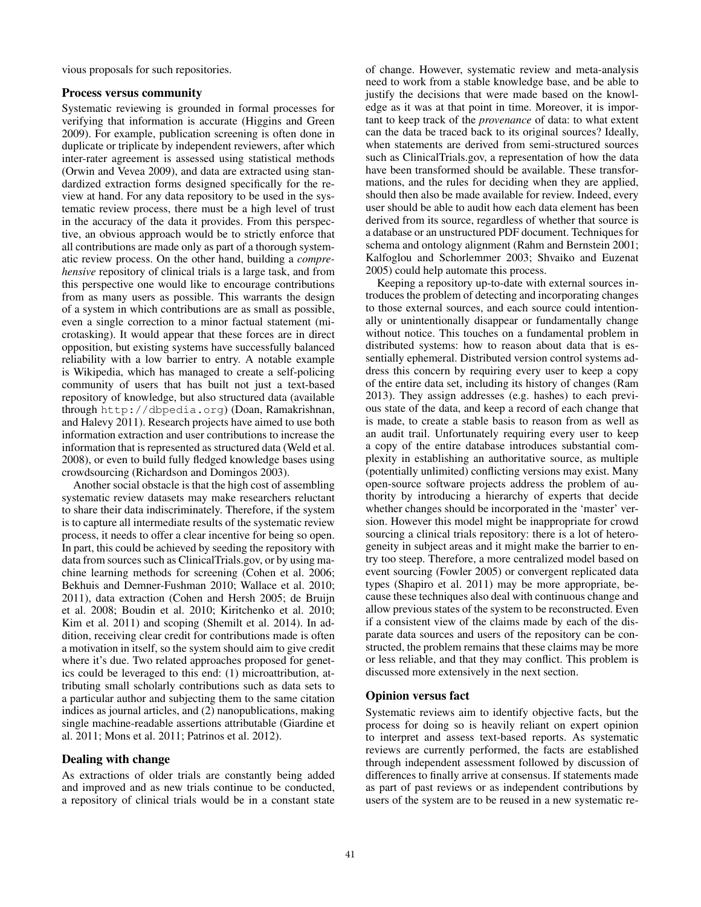vious proposals for such repositories.

## Process versus community

Systematic reviewing is grounded in formal processes for verifying that information is accurate (Higgins and Green 2009). For example, publication screening is often done in duplicate or triplicate by independent reviewers, after which inter-rater agreement is assessed using statistical methods (Orwin and Vevea 2009), and data are extracted using standardized extraction forms designed specifically for the review at hand. For any data repository to be used in the systematic review process, there must be a high level of trust in the accuracy of the data it provides. From this perspective, an obvious approach would be to strictly enforce that all contributions are made only as part of a thorough systematic review process. On the other hand, building a *comprehensive* repository of clinical trials is a large task, and from this perspective one would like to encourage contributions from as many users as possible. This warrants the design of a system in which contributions are as small as possible, even a single correction to a minor factual statement (microtasking). It would appear that these forces are in direct opposition, but existing systems have successfully balanced reliability with a low barrier to entry. A notable example is Wikipedia, which has managed to create a self-policing community of users that has built not just a text-based repository of knowledge, but also structured data (available through `http://dbpedia.org`) (Doan, Ramakrishnan, and Halevy 2011). Research projects have aimed to use both information extraction and user contributions to increase the information that is represented as structured data (Weld et al. 2008), or even to build fully fledged knowledge bases using crowdsourcing (Richardson and Domingos 2003).

Another social obstacle is that the high cost of assembling systematic review datasets may make researchers reluctant to share their data indiscriminately. Therefore, if the system is to capture all intermediate results of the systematic review process, it needs to offer a clear incentive for being so open. In part, this could be achieved by seeding the repository with data from sources such as ClinicalTrials.gov, or by using machine learning methods for screening (Cohen et al. 2006; Bekhuis and Demner-Fushman 2010; Wallace et al. 2010; 2011), data extraction (Cohen and Hersh 2005; de Bruijn et al. 2008; Boudin et al. 2010; Kiritchenko et al. 2010; Kim et al. 2011) and scoping (Shemilt et al. 2014). In addition, receiving clear credit for contributions made is often a motivation in itself, so the system should aim to give credit where it's due. Two related approaches proposed for genetics could be leveraged to this end: (1) microattribution, attributing small scholarly contributions such as data sets to a particular author and subjecting them to the same citation indices as journal articles, and (2) nanopublications, making single machine-readable assertions attributable (Giardine et al. 2011; Mons et al. 2011; Patrinos et al. 2012).

## Dealing with change

As extractions of older trials are constantly being added and improved and as new trials continue to be conducted, a repository of clinical trials would be in a constant state of change. However, systematic review and meta-analysis need to work from a stable knowledge base, and be able to justify the decisions that were made based on the knowledge as it was at that point in time. Moreover, it is important to keep track of the *provenance* of data: to what extent can the data be traced back to its original sources? Ideally, when statements are derived from semi-structured sources such as ClinicalTrials.gov, a representation of how the data have been transformed should be available. These transformations, and the rules for deciding when they are applied, should then also be made available for review. Indeed, every user should be able to audit how each data element has been derived from its source, regardless of whether that source is a database or an unstructured PDF document. Techniques for schema and ontology alignment (Rahm and Bernstein 2001; Kalfoglou and Schorlemmer 2003; Shvaiko and Euzenat 2005) could help automate this process.

Keeping a repository up-to-date with external sources introduces the problem of detecting and incorporating changes to those external sources, and each source could intentionally or unintentionally disappear or fundamentally change without notice. This touches on a fundamental problem in distributed systems: how to reason about data that is essentially ephemeral. Distributed version control systems address this concern by requiring every user to keep a copy of the entire data set, including its history of changes (Ram 2013). They assign addresses (e.g. hashes) to each previous state of the data, and keep a record of each change that is made, to create a stable basis to reason from as well as an audit trail. Unfortunately requiring every user to keep a copy of the entire database introduces substantial complexity in establishing an authoritative source, as multiple (potentially unlimited) conflicting versions may exist. Many open-source software projects address the problem of authority by introducing a hierarchy of experts that decide whether changes should be incorporated in the 'master' version. However this model might be inappropriate for crowd sourcing a clinical trials repository: there is a lot of heterogeneity in subject areas and it might make the barrier to entry too steep. Therefore, a more centralized model based on event sourcing (Fowler 2005) or convergent replicated data types (Shapiro et al. 2011) may be more appropriate, because these techniques also deal with continuous change and allow previous states of the system to be reconstructed. Even if a consistent view of the claims made by each of the disparate data sources and users of the repository can be constructed, the problem remains that these claims may be more or less reliable, and that they may conflict. This problem is discussed more extensively in the next section.

## Opinion versus fact

Systematic reviews aim to identify objective facts, but the process for doing so is heavily reliant on expert opinion to interpret and assess text-based reports. As systematic reviews are currently performed, the facts are established through independent assessment followed by discussion of differences to finally arrive at consensus. If statements made as part of past reviews or as independent contributions by users of the system are to be reused in a new systematic re-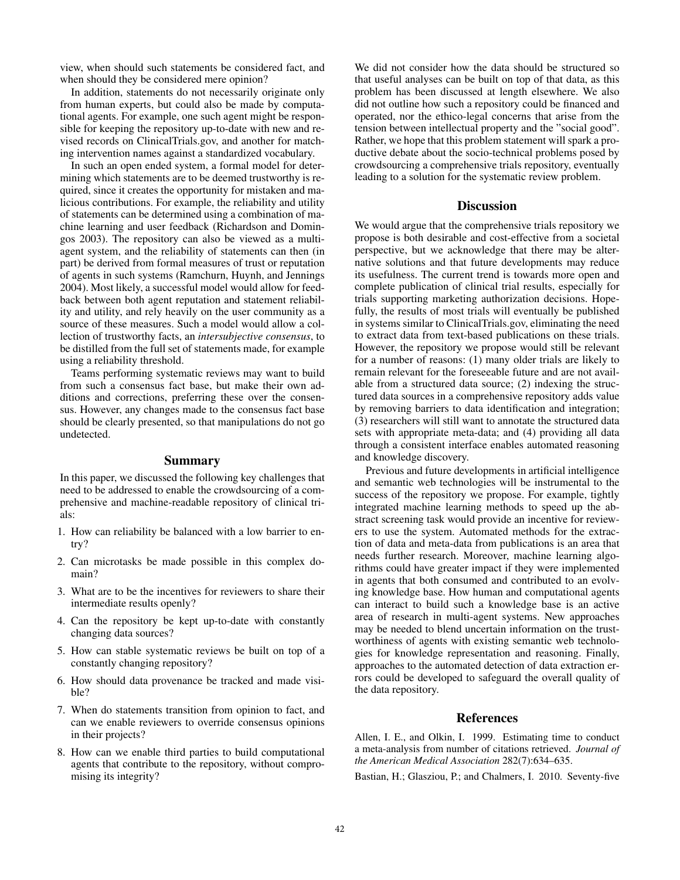view, when should such statements be considered fact, and when should they be considered mere opinion?

In addition, statements do not necessarily originate only from human experts, but could also be made by computational agents. For example, one such agent might be responsible for keeping the repository up-to-date with new and revised records on ClinicalTrials.gov, and another for matching intervention names against a standardized vocabulary.

In such an open ended system, a formal model for determining which statements are to be deemed trustworthy is required, since it creates the opportunity for mistaken and malicious contributions. For example, the reliability and utility of statements can be determined using a combination of machine learning and user feedback (Richardson and Domingos 2003). The repository can also be viewed as a multi-agent system, and the reliability of statements can then (in part) be derived from formal measures of trust or reputation of agents in such systems (Ramchurn, Huynh, and Jennings 2004). Most likely, a successful model would allow for feedback between both agent reputation and statement reliability and utility, and rely heavily on the user community as a source of these measures. Such a model would allow a collection of trustworthy facts, an *intersubjective consensus*, to be distilled from the full set of statements made, for example using a reliability threshold.

Teams performing systematic reviews may want to build from such a consensus fact base, but make their own additions and corrections, preferring these over the consensus. However, any changes made to the consensus fact base should be clearly presented, so that manipulations do not go undetected.

## Summary

In this paper, we discussed the following key challenges that need to be addressed to enable the crowdsourcing of a comprehensive and machine-readable repository of clinical trials:

1. How can reliability be balanced with a low barrier to entry?
2. Can microtasks be made possible in this complex domain?
3. What are to be the incentives for reviewers to share their intermediate results openly?
4. Can the repository be kept up-to-date with constantly changing data sources?
5. How can stable systematic reviews be built on top of a constantly changing repository?
6. How should data provenance be tracked and made visible?
7. When do statements transition from opinion to fact, and can we enable reviewers to override consensus opinions in their projects?
8. How can we enable third parties to build computational agents that contribute to the repository, without compromising its integrity?

We did not consider how the data should be structured so that useful analyses can be built on top of that data, as this problem has been discussed at length elsewhere. We also did not outline how such a repository could be financed and operated, nor the ethico-legal concerns that arise from the tension between intellectual property and the "social good". Rather, we hope that this problem statement will spark a productive debate about the socio-technical problems posed by crowdsourcing a comprehensive trials repository, eventually leading to a solution for the systematic review problem.

## Discussion

We would argue that the comprehensive trials repository we propose is both desirable and cost-effective from a societal perspective, but we acknowledge that there may be alternative solutions and that future developments may reduce its usefulness. The current trend is towards more open and complete publication of clinical trial results, especially for trials supporting marketing authorization decisions. Hopefully, the results of most trials will eventually be published in systems similar to ClinicalTrials.gov, eliminating the need to extract data from text-based publications on these trials. However, the repository we propose would still be relevant for a number of reasons: (1) many older trials are likely to remain relevant for the foreseeable future and are not available from a structured data source; (2) indexing the structured data sources in a comprehensive repository adds value by removing barriers to data identification and integration; (3) researchers will still want to annotate the structured data sets with appropriate meta-data; and (4) providing all data through a consistent interface enables automated reasoning and knowledge discovery.

Previous and future developments in artificial intelligence and semantic web technologies will be instrumental to the success of the repository we propose. For example, tightly integrated machine learning methods to speed up the abstract screening task would provide an incentive for reviewers to use the system. Automated methods for the extraction of data and meta-data from publications is an area that needs further research. Moreover, machine learning algorithms could have greater impact if they were implemented in agents that both consumed and contributed to an evolving knowledge base. How human and computational agents can interact to build such a knowledge base is an active area of research in multi-agent systems. New approaches may be needed to blend uncertain information on the trustworthiness of agents with existing semantic web technologies for knowledge representation and reasoning. Finally, approaches to the automated detection of data extraction errors could be developed to safeguard the overall quality of the data repository.

## References

Allen, I. E., and Olkin, I. 1999. Estimating time to conduct a meta-analysis from number of citations retrieved. *Journal of the American Medical Association* 282(7):634–635.

Bastian, H.; Glasziou, P.; and Chalmers, I. 2010. Seventy-five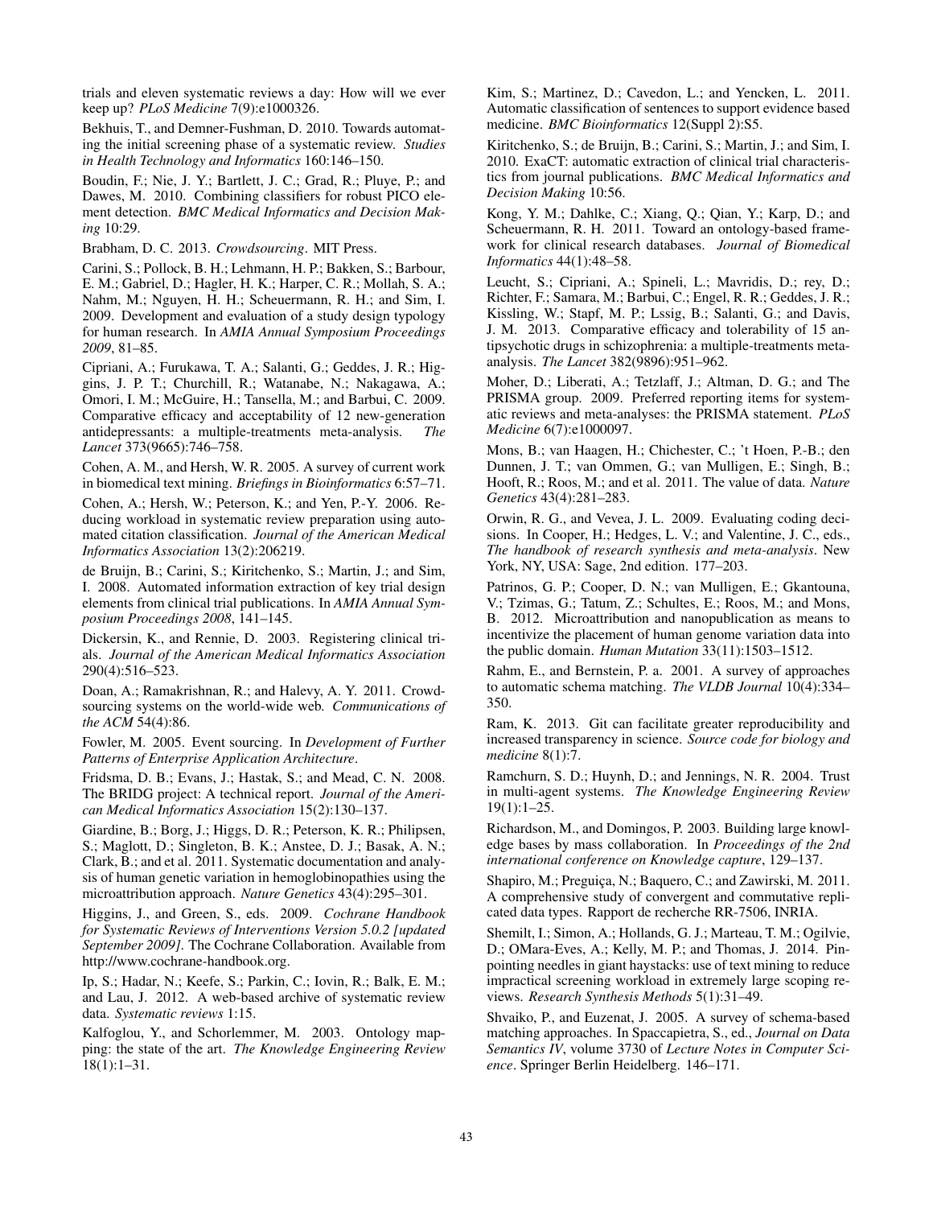trials and eleven systematic reviews a day: How will we ever keep up? *PLoS Medicine* 7(9):e1000326.

Bekhuis, T., and Demner-Fushman, D. 2010. Towards automating the initial screening phase of a systematic review. *Studies in Health Technology and Informatics* 160:146–150.

Boudin, F.; Nie, J. Y.; Bartlett, J. C.; Grad, R.; Pluye, P.; and Dawes, M. 2010. Combining classifiers for robust PICO element detection. *BMC Medical Informatics and Decision Making* 10:29.

Brabham, D. C. 2013. *Crowdsourcing*. MIT Press.

Carini, S.; Pollock, B. H.; Lehmann, H. P.; Bakken, S.; Barbour, E. M.; Gabriel, D.; Hagler, H. K.; Harper, C. R.; Mollah, S. A.; Nahm, M.; Nguyen, H. H.; Scheuermann, R. H.; and Sim, I. 2009. Development and evaluation of a study design typology for human research. In *AMIA Annual Symposium Proceedings 2009*, 81–85.

Cipriani, A.; Furukawa, T. A.; Salanti, G.; Geddes, J. R.; Higgins, J. P. T.; Churchill, R.; Watanabe, N.; Nakagawa, A.; Omori, I. M.; McGuire, H.; Tansella, M.; and Barbui, C. 2009. Comparative efficacy and acceptability of 12 new-generation antidepressants: a multiple-treatments meta-analysis. *The Lancet* 373(9665):746–758.

Cohen, A. M., and Hersh, W. R. 2005. A survey of current work in biomedical text mining. *Briefings in Bioinformatics* 6:57–71.

Cohen, A.; Hersh, W.; Peterson, K.; and Yen, P.-Y. 2006. Reducing workload in systematic review preparation using automated citation classification. *Journal of the American Medical Informatics Association* 13(2):206219.

de Bruijn, B.; Carini, S.; Kiritchenko, S.; Martin, J.; and Sim, I. 2008. Automated information extraction of key trial design elements from clinical trial publications. In *AMIA Annual Symposium Proceedings 2008*, 141–145.

Dickersin, K., and Rennie, D. 2003. Registering clinical trials. *Journal of the American Medical Informatics Association* 290(4):516–523.

Doan, A.; Ramakrishnan, R.; and Halevy, A. Y. 2011. Crowdsourcing systems on the world-wide web. *Communications of the ACM* 54(4):86.

Fowler, M. 2005. Event sourcing. In *Development of Further Patterns of Enterprise Application Architecture*.

Fridsma, D. B.; Evans, J.; Hastak, S.; and Mead, C. N. 2008. The BRIDG project: A technical report. *Journal of the American Medical Informatics Association* 15(2):130–137.

Giardine, B.; Borg, J.; Higgs, D. R.; Peterson, K. R.; Philipsen, S.; Maglott, D.; Singleton, B. K.; Anstee, D. J.; Basak, A. N.; Clark, B.; and et al. 2011. Systematic documentation and analysis of human genetic variation in hemoglobinopathies using the microattribution approach. *Nature Genetics* 43(4):295–301.

Higgins, J., and Green, S., eds. 2009. *Cochrane Handbook for Systematic Reviews of Interventions Version 5.0.2 [updated September 2009]*. The Cochrane Collaboration. Available from http://www.cochrane-handbook.org.

Ip, S.; Hadar, N.; Keefe, S.; Parkin, C.; Iovin, R.; Balk, E. M.; and Lau, J. 2012. A web-based archive of systematic review data. *Systematic reviews* 1:15.

Kalfoglou, Y., and Schorlemmer, M. 2003. Ontology mapping: the state of the art. *The Knowledge Engineering Review* 18(1):1–31.

Kim, S.; Martinez, D.; Cavedon, L.; and Yencken, L. 2011. Automatic classification of sentences to support evidence based medicine. *BMC Bioinformatics* 12(Suppl 2):S5.

Kiritchenko, S.; de Bruijn, B.; Carini, S.; Martin, J.; and Sim, I. 2010. ExaCT: automatic extraction of clinical trial characteristics from journal publications. *BMC Medical Informatics and Decision Making* 10:56.

Kong, Y. M.; Dahlke, C.; Xiang, Q.; Qian, Y.; Karp, D.; and Scheuermann, R. H. 2011. Toward an ontology-based framework for clinical research databases. *Journal of Biomedical Informatics* 44(1):48–58.

Leucht, S.; Cipriani, A.; Spineli, L.; Mavridis, D.; rey, D.; Richter, F.; Samara, M.; Barbui, C.; Engel, R. R.; Geddes, J. R.; Kissling, W.; Stapf, M. P.; Lssig, B.; Salanti, G.; and Davis, J. M. 2013. Comparative efficacy and tolerability of 15 antipsychotic drugs in schizophrenia: a multiple-treatments meta-analysis. *The Lancet* 382(9896):951–962.

Moher, D.; Liberati, A.; Tetzlaff, J.; Altman, D. G.; and The PRISMA group. 2009. Preferred reporting items for systematic reviews and meta-analyses: the PRISMA statement. *PLoS Medicine* 6(7):e1000097.

Mons, B.; van Haagen, H.; Chichester, C.; 't Hoen, P.-B.; den Dunnen, J. T.; van Ommen, G.; van Mulligen, E.; Singh, B.; Hooft, R.; Roos, M.; and et al. 2011. The value of data. *Nature Genetics* 43(4):281–283.

Orwin, R. G., and Vevea, J. L. 2009. Evaluating coding decisions. In Cooper, H.; Hedges, L. V.; and Valentine, J. C., eds., *The handbook of research synthesis and meta-analysis*. New York, NY, USA: Sage, 2nd edition. 177–203.

Patrinos, G. P.; Cooper, D. N.; van Mulligen, E.; Gkantouna, V.; Tzimas, G.; Tatum, Z.; Schultes, E.; Roos, M.; and Mons, B. 2012. Microattribution and nanopublication as means to incentivize the placement of human genome variation data into the public domain. *Human Mutation* 33(11):1503–1512.

Rahm, E., and Bernstein, P. a. 2001. A survey of approaches to automatic schema matching. *The VLDB Journal* 10(4):334–350.

Ram, K. 2013. Git can facilitate greater reproducibility and increased transparency in science. *Source code for biology and medicine* 8(1):7.

Ramchurn, S. D.; Huynh, D.; and Jennings, N. R. 2004. Trust in multi-agent systems. *The Knowledge Engineering Review* 19(1):1–25.

Richardson, M., and Domingos, P. 2003. Building large knowledge bases by mass collaboration. In *Proceedings of the 2nd international conference on Knowledge capture*, 129–137.

Shapiro, M.; Preguiça, N.; Baquero, C.; and Zawirski, M. 2011. A comprehensive study of convergent and commutative replicated data types. Rapport de recherche RR-7506, INRIA.

Shemilt, I.; Simon, A.; Hollands, G. J.; Marteau, T. M.; Ogilvie, D.; OMara-Eves, A.; Kelly, M. P.; and Thomas, J. 2014. Pinpointing needles in giant haystacks: use of text mining to reduce impractical screening workload in extremely large scoping reviews. *Research Synthesis Methods* 5(1):31–49.

Shvaiko, P., and Euzenat, J. 2005. A survey of schema-based matching approaches. In Spaccapietra, S., ed., *Journal on Data Semantics IV*, volume 3730 of *Lecture Notes in Computer Science*. Springer Berlin Heidelberg. 146–171.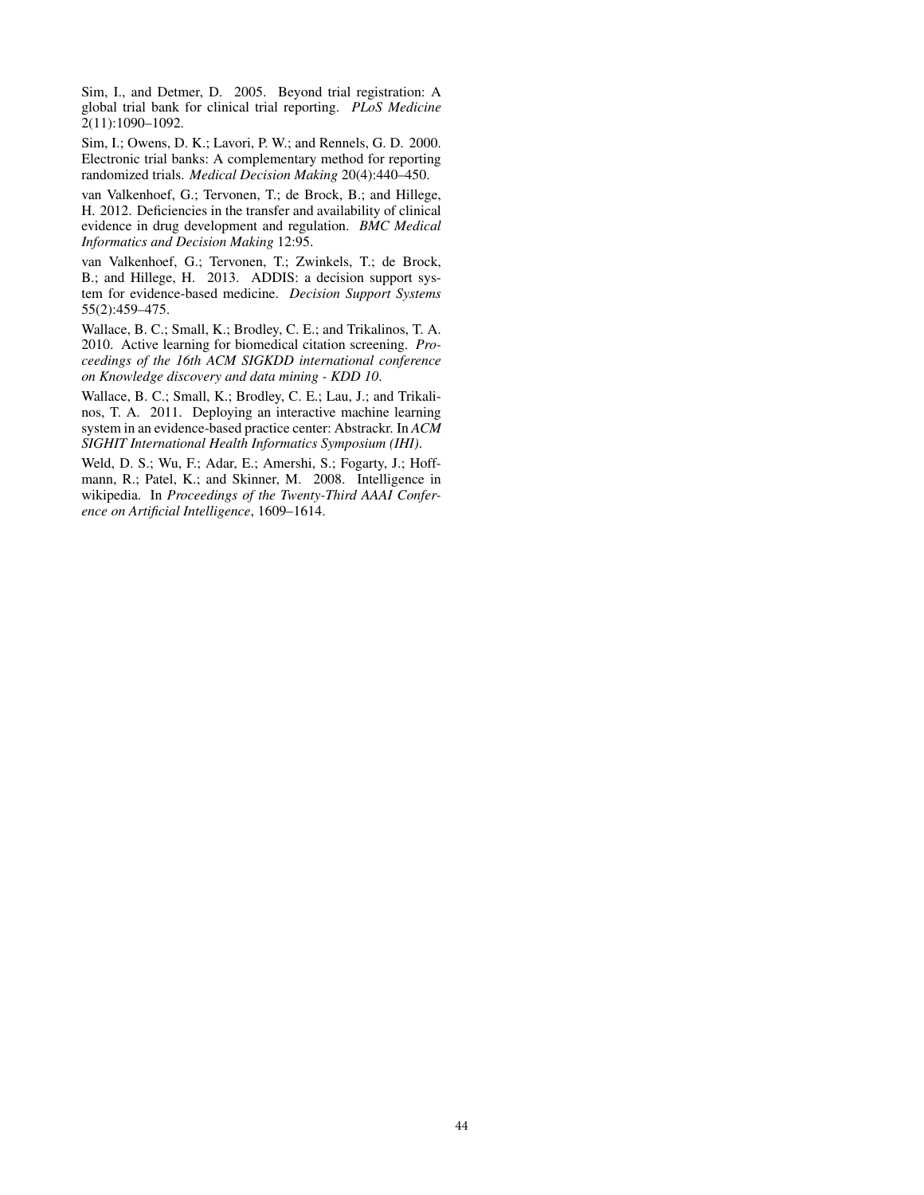Sim, I., and Detmer, D. 2005. Beyond trial registration: A global trial bank for clinical trial reporting. *PLoS Medicine* 2(11):1090–1092.

Sim, I.; Owens, D. K.; Lavori, P. W.; and Rennels, G. D. 2000. Electronic trial banks: A complementary method for reporting randomized trials. *Medical Decision Making* 20(4):440–450.

van Valkenhoef, G.; Tervonen, T.; de Brock, B.; and Hillege, H. 2012. Deficiencies in the transfer and availability of clinical evidence in drug development and regulation. *BMC Medical Informatics and Decision Making* 12:95.

van Valkenhoef, G.; Tervonen, T.; Zwinkels, T.; de Brock, B.; and Hillege, H. 2013. ADDIS: a decision support system for evidence-based medicine. *Decision Support Systems* 55(2):459–475.

Wallace, B. C.; Small, K.; Brodley, C. E.; and Trikalinos, T. A. 2010. Active learning for biomedical citation screening. *Proceedings of the 16th ACM SIGKDD international conference on Knowledge discovery and data mining - KDD 10*.

Wallace, B. C.; Small, K.; Brodley, C. E.; Lau, J.; and Trikalinos, T. A. 2011. Deploying an interactive machine learning system in an evidence-based practice center: Abstrackr. In *ACM SIGHIT International Health Informatics Symposium (IHI)*.

Weld, D. S.; Wu, F.; Adar, E.; Amershi, S.; Fogarty, J.; Hoffmann, R.; Patel, K.; and Skinner, M. 2008. Intelligence in wikipedia. In *Proceedings of the Twenty-Third AAAI Conference on Artificial Intelligence*, 1609–1614.